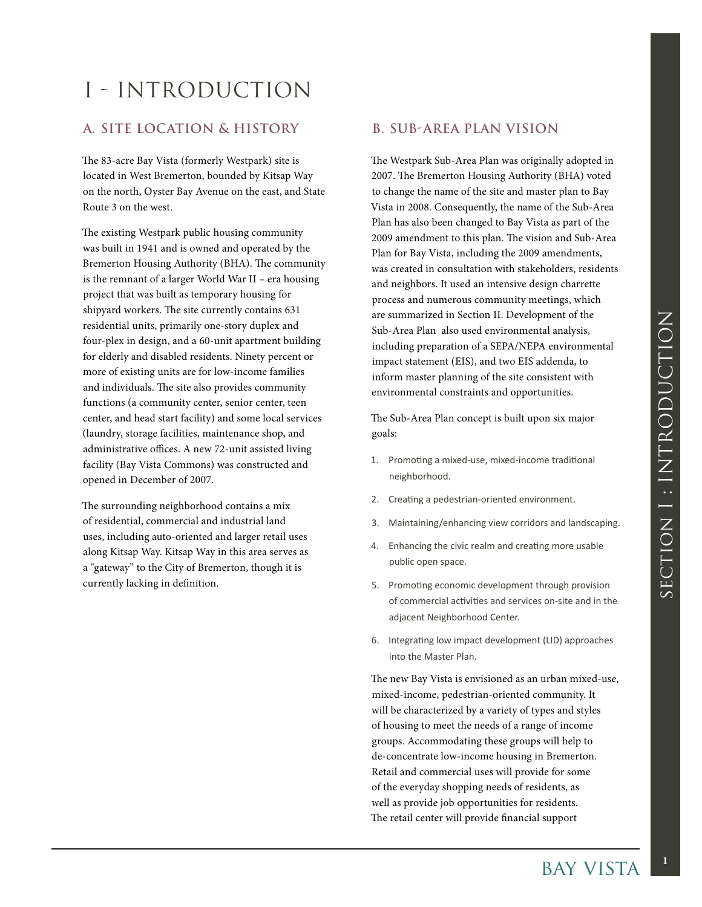# I - INTRODUCTION

## A. SITE LOCATION & HISTORY

The 83-acre Bay Vista (formerly Westpark) site is located in West Bremerton, bounded by Kitsap Way on the north, Oyster Bay Avenue on the east, and State Route 3 on the west.

The existing Westpark public housing community was built in 1941 and is owned and operated by the Bremerton Housing Authority (BHA). The community is the remnant of a larger World War II – era housing project that was built as temporary housing for shipyard workers. The site currently contains 631 residential units, primarily one-story duplex and four-plex in design, and a 60-unit apartment building for elderly and disabled residents. Ninety percent or more of existing units are for low-income families and individuals. The site also provides community functions (a community center, senior center, teen center, and head start facility) and some local services (laundry, storage facilities, maintenance shop, and administrative offices. A new 72-unit assisted living facility (Bay Vista Commons) was constructed and opened in December of 2007.

The surrounding neighborhood contains a mix of residential, commercial and industrial land uses, including auto-oriented and larger retail uses along Kitsap Way. Kitsap Way in this area serves as a "gateway" to the City of Bremerton, though it is currently lacking in definition.

## B. SUB-AREA PLAN VISION

The Westpark Sub-Area Plan was originally adopted in 2007. The Bremerton Housing Authority (BHA) voted to change the name of the site and master plan to Bay Vista in 2008. Consequently, the name of the Sub-Area Plan has also been changed to Bay Vista as part of the 2009 amendment to this plan. The vision and Sub-Area Plan for Bay Vista, including the 2009 amendments, was created in consultation with stakeholders, residents and neighbors. It used an intensive design charrette process and numerous community meetings, which are summarized in Section II. Development of the Sub-Area Plan also used environmental analysis, including preparation of a SEPA/NEPA environmental impact statement (EIS), and two EIS addenda, to inform master planning of the site consistent with environmental constraints and opportunities.

The Sub-Area Plan concept is built upon six major goals:

1. Promoting a mixed-use, mixed-income traditional neighborhood.
2. Creating a pedestrian-oriented environment.
3. Maintaining/enhancing view corridors and landscaping.
4. Enhancing the civic realm and creating more usable public open space.
5. Promoting economic development through provision of commercial activities and services on-site and in the adjacent Neighborhood Center.
6. Integrating low impact development (LID) approaches into the Master Plan.

The new Bay Vista is envisioned as an urban mixed-use, mixed-income, pedestrian-oriented community. It will be characterized by a variety of types and styles of housing to meet the needs of a range of income groups. Accommodating these groups will help to de-concentrate low-income housing in Bremerton. Retail and commercial uses will provide for some of the everyday shopping needs of residents, as well as provide job opportunities for residents. The retail center will provide financial support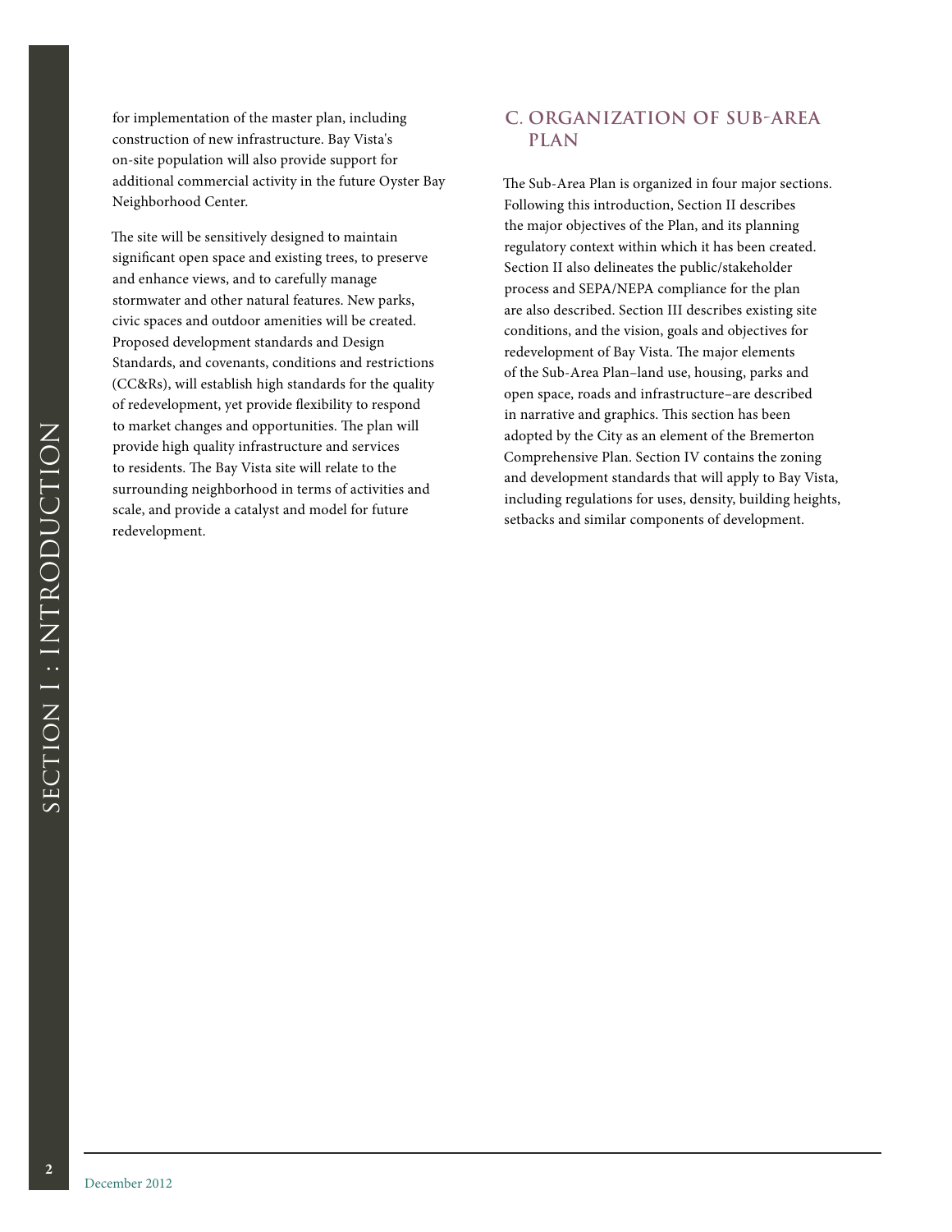for implementation of the master plan, including construction of new infrastructure. Bay Vista's on-site population will also provide support for additional commercial activity in the future Oyster Bay Neighborhood Center.

The site will be sensitively designed to maintain significant open space and existing trees, to preserve and enhance views, and to carefully manage stormwater and other natural features. New parks, civic spaces and outdoor amenities will be created. Proposed development standards and Design Standards, and covenants, conditions and restrictions (CC&Rs), will establish high standards for the quality of redevelopment, yet provide flexibility to respond to market changes and opportunities. The plan will provide high quality infrastructure and services to residents. The Bay Vista site will relate to the surrounding neighborhood in terms of activities and scale, and provide a catalyst and model for future redevelopment.

## C. ORGANIZATION OF SUB-AREA PLAN

The Sub-Area Plan is organized in four major sections. Following this introduction, Section II describes the major objectives of the Plan, and its planning regulatory context within which it has been created. Section II also delineates the public/stakeholder process and SEPA/NEPA compliance for the plan are also described. Section III describes existing site conditions, and the vision, goals and objectives for redevelopment of Bay Vista. The major elements of the Sub-Area Plan–land use, housing, parks and open space, roads and infrastructure–are described in narrative and graphics. This section has been adopted by the City as an element of the Bremerton Comprehensive Plan. Section IV contains the zoning and development standards that will apply to Bay Vista, including regulations for uses, density, building heights, setbacks and similar components of development.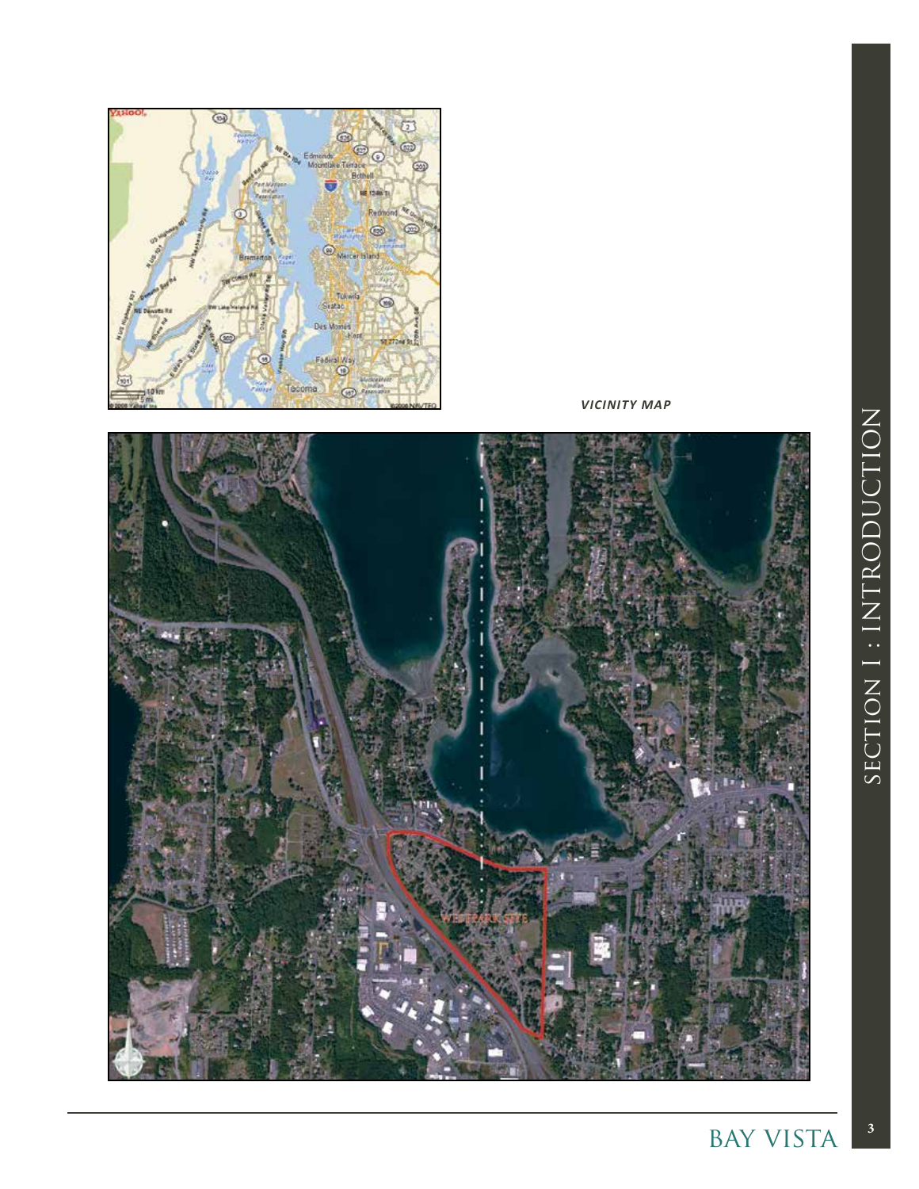*VICINITY MAP*